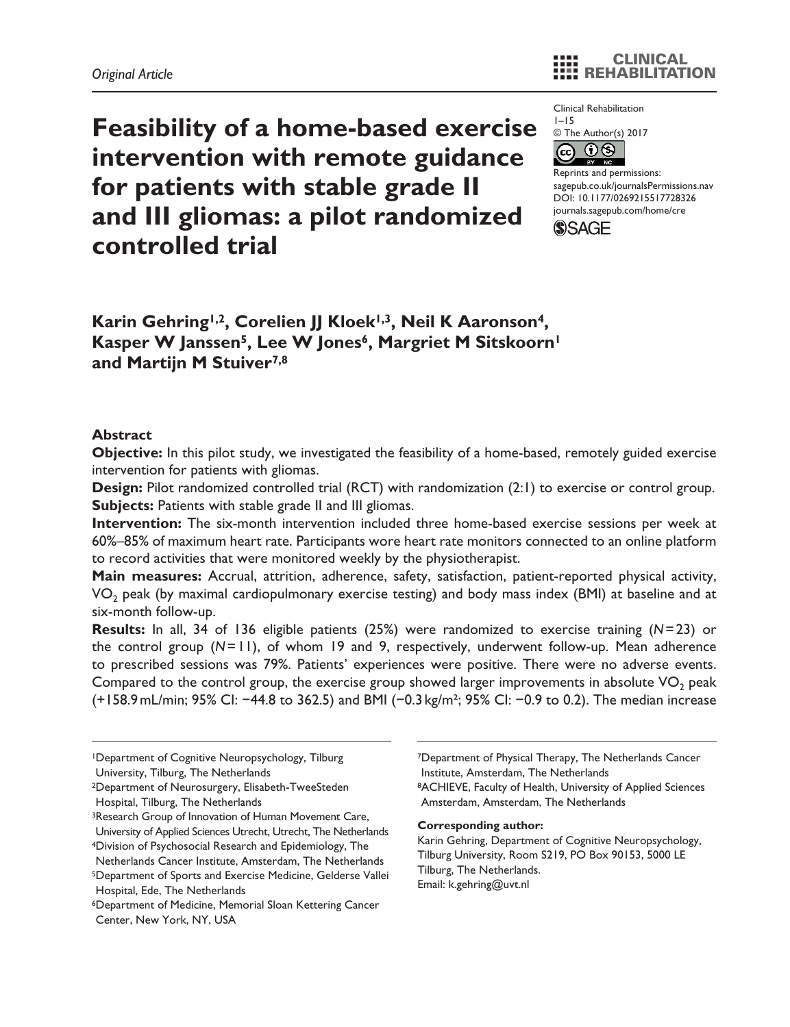Original Article

# Feasibility of a home-based exercise intervention with remote guidance for patients with stable grade II and III gliomas: a pilot randomized controlled trial

Clinical Rehabilitation
© The Author(s) 2017
Reprints and permissions: sagepub.co.uk/journalsPermissions.nav
DOI: 10.1177/0269215517728326
journals.sagepub.com/home/cre

**Karin Gehring[1,2], Corelien JJ Kloek[1,3], Neil K Aaronson[4], Kasper W Janssen[5], Lee W Jones[6], Margriet M Sitskoorn[1] and Martijn M Stuiver[7,8]**

## Abstract

**Objective:** In this pilot study, we investigated the feasibility of a home-based, remotely guided exercise intervention for patients with gliomas.

**Design:** Pilot randomized controlled trial (RCT) with randomization (2:1) to exercise or control group.

**Subjects:** Patients with stable grade II and III gliomas.

**Intervention:** The six-month intervention included three home-based exercise sessions per week at 60%–85% of maximum heart rate. Participants wore heart rate monitors connected to an online platform to record activities that were monitored weekly by the physiotherapist.

**Main measures:** Accrual, attrition, adherence, safety, satisfaction, patient-reported physical activity, $VO_2$ peak (by maximal cardiopulmonary exercise testing) and body mass index (BMI) at baseline and at six-month follow-up.

**Results:** In all, 34 of 136 eligible patients (25%) were randomized to exercise training ($N = 23$) or the control group ($N = 11$), of whom 19 and 9, respectively, underwent follow-up. Mean adherence to prescribed sessions was 79%. Patients' experiences were positive. There were no adverse events. Compared to the control group, the exercise group showed larger improvements in absolute $VO_2$ peak (+158.9 mL/min; 95% CI: −44.8 to 362.5) and BMI (−0.3 kg/m²; 95% CI: −0.9 to 0.2). The median increase

[1]Department of Cognitive Neuropsychology, Tilburg University, Tilburg, The Netherlands
[2]Department of Neurosurgery, Elisabeth-TweeSteden Hospital, Tilburg, The Netherlands
[3]Research Group of Innovation of Human Movement Care, University of Applied Sciences Utrecht, Utrecht, The Netherlands
[4]Division of Psychosocial Research and Epidemiology, The Netherlands Cancer Institute, Amsterdam, The Netherlands
[5]Department of Sports and Exercise Medicine, Gelderse Vallei Hospital, Ede, The Netherlands
[6]Department of Medicine, Memorial Sloan Kettering Cancer Center, New York, NY, USA
[7]Department of Physical Therapy, The Netherlands Cancer Institute, Amsterdam, The Netherlands
[8]ACHIEVE, Faculty of Health, University of Applied Sciences Amsterdam, Amsterdam, The Netherlands

**Corresponding author:**
Karin Gehring, Department of Cognitive Neuropsychology, Tilburg University, Room S219, PO Box 90153, 5000 LE Tilburg, The Netherlands.
Email: k.gehring@uvt.nl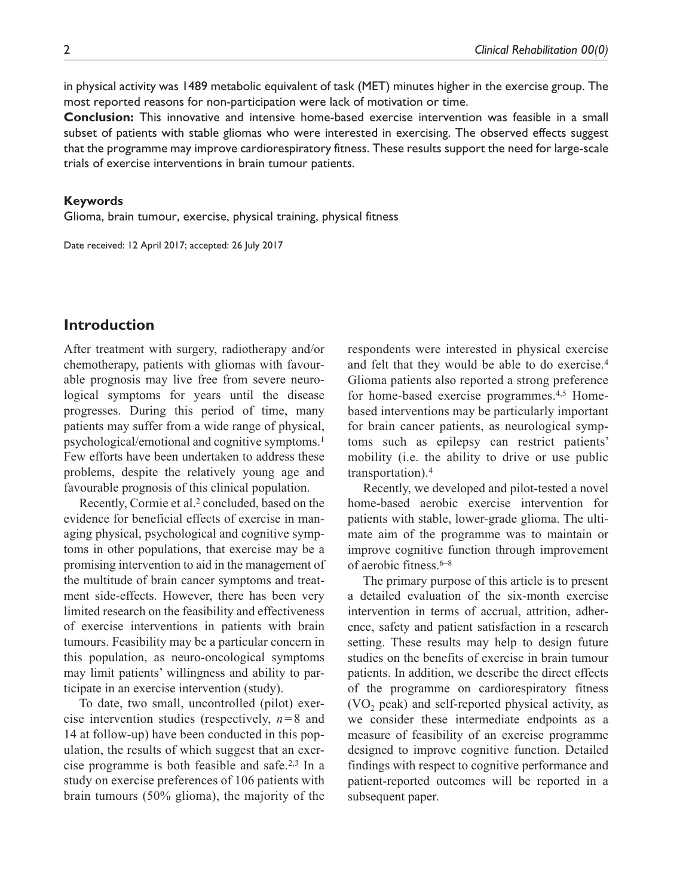in physical activity was 1489 metabolic equivalent of task (MET) minutes higher in the exercise group. The most reported reasons for non-participation were lack of motivation or time.

**Conclusion:** This innovative and intensive home-based exercise intervention was feasible in a small subset of patients with stable gliomas who were interested in exercising. The observed effects suggest that the programme may improve cardiorespiratory fitness. These results support the need for large-scale trials of exercise interventions in brain tumour patients.

### Keywords

Glioma, brain tumour, exercise, physical training, physical fitness

Date received: 12 April 2017; accepted: 26 July 2017

## Introduction

After treatment with surgery, radiotherapy and/or chemotherapy, patients with gliomas with favourable prognosis may live free from severe neurological symptoms for years until the disease progresses. During this period of time, many patients may suffer from a wide range of physical, psychological/emotional and cognitive symptoms.[1] Few efforts have been undertaken to address these problems, despite the relatively young age and favourable prognosis of this clinical population.

Recently, Cormie et al.[2] concluded, based on the evidence for beneficial effects of exercise in managing physical, psychological and cognitive symptoms in other populations, that exercise may be a promising intervention to aid in the management of the multitude of brain cancer symptoms and treatment side-effects. However, there has been very limited research on the feasibility and effectiveness of exercise interventions in patients with brain tumours. Feasibility may be a particular concern in this population, as neuro-oncological symptoms may limit patients' willingness and ability to participate in an exercise intervention (study).

To date, two small, uncontrolled (pilot) exercise intervention studies (respectively, $n = 8$ and 14 at follow-up) have been conducted in this population, the results of which suggest that an exercise programme is both feasible and safe.[2,3] In a study on exercise preferences of 106 patients with brain tumours (50% glioma), the majority of the respondents were interested in physical exercise and felt that they would be able to do exercise.[4] Glioma patients also reported a strong preference for home-based exercise programmes.[4,5] Home-based interventions may be particularly important for brain cancer patients, as neurological symptoms such as epilepsy can restrict patients' mobility (i.e. the ability to drive or use public transportation).[4]

Recently, we developed and pilot-tested a novel home-based aerobic exercise intervention for patients with stable, lower-grade glioma. The ultimate aim of the programme was to maintain or improve cognitive function through improvement of aerobic fitness.[6–8]

The primary purpose of this article is to present a detailed evaluation of the six-month exercise intervention in terms of accrual, attrition, adherence, safety and patient satisfaction in a research setting. These results may help to design future studies on the benefits of exercise in brain tumour patients. In addition, we describe the direct effects of the programme on cardiorespiratory fitness ($VO_2$ peak) and self-reported physical activity, as we consider these intermediate endpoints as a measure of feasibility of an exercise programme designed to improve cognitive function. Detailed findings with respect to cognitive performance and patient-reported outcomes will be reported in a subsequent paper.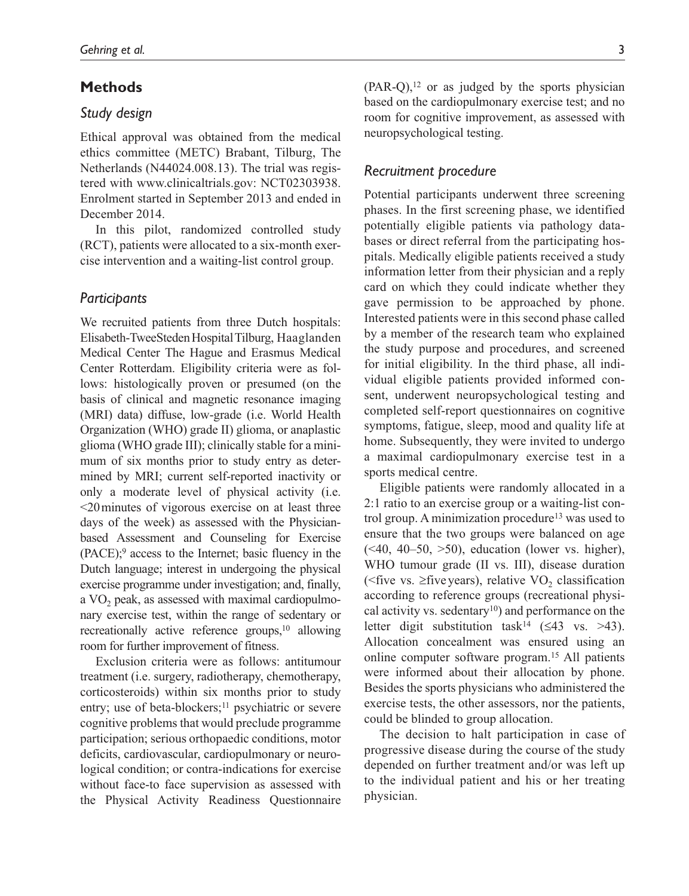## Methods

### Study design

Ethical approval was obtained from the medical ethics committee (METC) Brabant, Tilburg, The Netherlands (N44024.008.13). The trial was registered with www.clinicaltrials.gov: NCT02303938. Enrolment started in September 2013 and ended in December 2014.

In this pilot, randomized controlled study (RCT), patients were allocated to a six-month exercise intervention and a waiting-list control group.

### Participants

We recruited patients from three Dutch hospitals: Elisabeth-TweeSteden Hospital Tilburg, Haaglanden Medical Center The Hague and Erasmus Medical Center Rotterdam. Eligibility criteria were as follows: histologically proven or presumed (on the basis of clinical and magnetic resonance imaging (MRI) data) diffuse, low-grade (i.e. World Health Organization (WHO) grade II) glioma, or anaplastic glioma (WHO grade III); clinically stable for a minimum of six months prior to study entry as determined by MRI; current self-reported inactivity or only a moderate level of physical activity (i.e. <20 minutes of vigorous exercise on at least three days of the week) as assessed with the Physician-based Assessment and Counseling for Exercise (PACE);[9] access to the Internet; basic fluency in the Dutch language; interest in undergoing the physical exercise programme under investigation; and, finally, a $VO_2$ peak, as assessed with maximal cardiopulmonary exercise test, within the range of sedentary or recreationally active reference groups,[10] allowing room for further improvement of fitness.

Exclusion criteria were as follows: antitumour treatment (i.e. surgery, radiotherapy, chemotherapy, corticosteroids) within six months prior to study entry; use of beta-blockers;[11] psychiatric or severe cognitive problems that would preclude programme participation; serious orthopaedic conditions, motor deficits, cardiovascular, cardiopulmonary or neurological condition; or contra-indications for exercise without face-to face supervision as assessed with the Physical Activity Readiness Questionnaire (PAR-Q),[12] or as judged by the sports physician based on the cardiopulmonary exercise test; and no room for cognitive improvement, as assessed with neuropsychological testing.

### Recruitment procedure

Potential participants underwent three screening phases. In the first screening phase, we identified potentially eligible patients via pathology databases or direct referral from the participating hospitals. Medically eligible patients received a study information letter from their physician and a reply card on which they could indicate whether they gave permission to be approached by phone. Interested patients were in this second phase called by a member of the research team who explained the study purpose and procedures, and screened for initial eligibility. In the third phase, all individual eligible patients provided informed consent, underwent neuropsychological testing and completed self-report questionnaires on cognitive symptoms, fatigue, sleep, mood and quality life at home. Subsequently, they were invited to undergo a maximal cardiopulmonary exercise test in a sports medical centre.

Eligible patients were randomly allocated in a 2:1 ratio to an exercise group or a waiting-list control group. A minimization procedure[13] was used to ensure that the two groups were balanced on age (<40, 40–50, >50), education (lower vs. higher), WHO tumour grade (II vs. III), disease duration (<five vs. ≥five years), relative $VO_2$ classification according to reference groups (recreational physical activity vs. sedentary[10]) and performance on the letter digit substitution task[14] (≤43 vs. >43). Allocation concealment was ensured using an online computer software program.[15] All patients were informed about their allocation by phone. Besides the sports physicians who administered the exercise tests, the other assessors, nor the patients, could be blinded to group allocation.

The decision to halt participation in case of progressive disease during the course of the study depended on further treatment and/or was left up to the individual patient and his or her treating physician.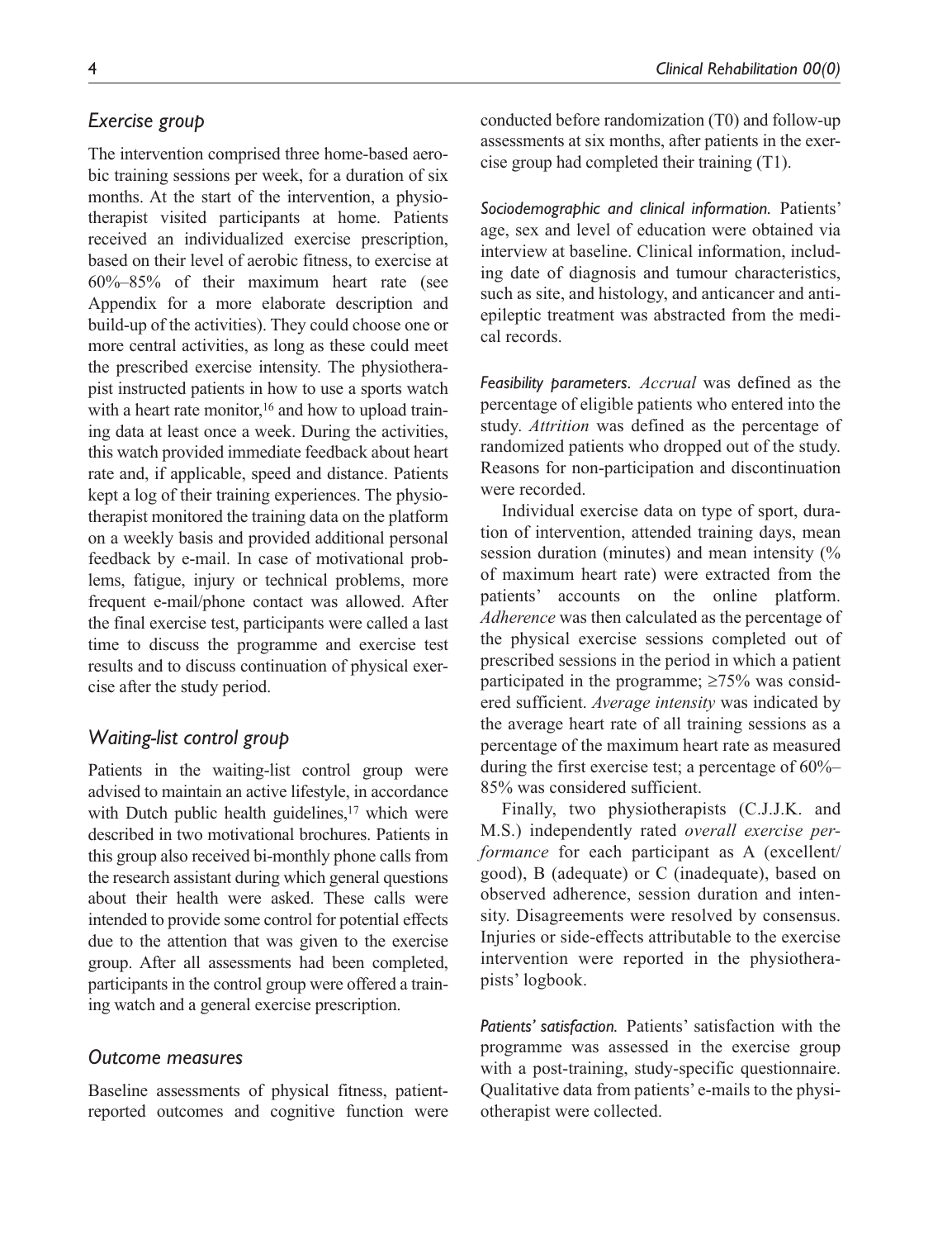## Exercise group

The intervention comprised three home-based aerobic training sessions per week, for a duration of six months. At the start of the intervention, a physiotherapist visited participants at home. Patients received an individualized exercise prescription, based on their level of aerobic fitness, to exercise at 60%–85% of their maximum heart rate (see Appendix for a more elaborate description and build-up of the activities). They could choose one or more central activities, as long as these could meet the prescribed exercise intensity. The physiotherapist instructed patients in how to use a sports watch with a heart rate monitor,[16] and how to upload training data at least once a week. During the activities, this watch provided immediate feedback about heart rate and, if applicable, speed and distance. Patients kept a log of their training experiences. The physiotherapist monitored the training data on the platform on a weekly basis and provided additional personal feedback by e-mail. In case of motivational problems, fatigue, injury or technical problems, more frequent e-mail/phone contact was allowed. After the final exercise test, participants were called a last time to discuss the programme and exercise test results and to discuss continuation of physical exercise after the study period.

## Waiting-list control group

Patients in the waiting-list control group were advised to maintain an active lifestyle, in accordance with Dutch public health guidelines,[17] which were described in two motivational brochures. Patients in this group also received bi-monthly phone calls from the research assistant during which general questions about their health were asked. These calls were intended to provide some control for potential effects due to the attention that was given to the exercise group. After all assessments had been completed, participants in the control group were offered a training watch and a general exercise prescription.

## Outcome measures

Baseline assessments of physical fitness, patient-reported outcomes and cognitive function were conducted before randomization (T0) and follow-up assessments at six months, after patients in the exercise group had completed their training (T1).

*Sociodemographic and clinical information.* Patients' age, sex and level of education were obtained via interview at baseline. Clinical information, including date of diagnosis and tumour characteristics, such as site, and histology, and anticancer and antiepileptic treatment was abstracted from the medical records.

*Feasibility parameters. Accrual* was defined as the percentage of eligible patients who entered into the study. *Attrition* was defined as the percentage of randomized patients who dropped out of the study. Reasons for non-participation and discontinuation were recorded.

Individual exercise data on type of sport, duration of intervention, attended training days, mean session duration (minutes) and mean intensity (% of maximum heart rate) were extracted from the patients' accounts on the online platform. *Adherence* was then calculated as the percentage of the physical exercise sessions completed out of prescribed sessions in the period in which a patient participated in the programme; ≥75% was considered sufficient. *Average intensity* was indicated by the average heart rate of all training sessions as a percentage of the maximum heart rate as measured during the first exercise test; a percentage of 60%–85% was considered sufficient.

Finally, two physiotherapists (C.J.J.K. and M.S.) independently rated *overall exercise performance* for each participant as A (excellent/good), B (adequate) or C (inadequate), based on observed adherence, session duration and intensity. Disagreements were resolved by consensus. Injuries or side-effects attributable to the exercise intervention were reported in the physiotherapists' logbook.

*Patients' satisfaction.* Patients' satisfaction with the programme was assessed in the exercise group with a post-training, study-specific questionnaire. Qualitative data from patients' e-mails to the physiotherapist were collected.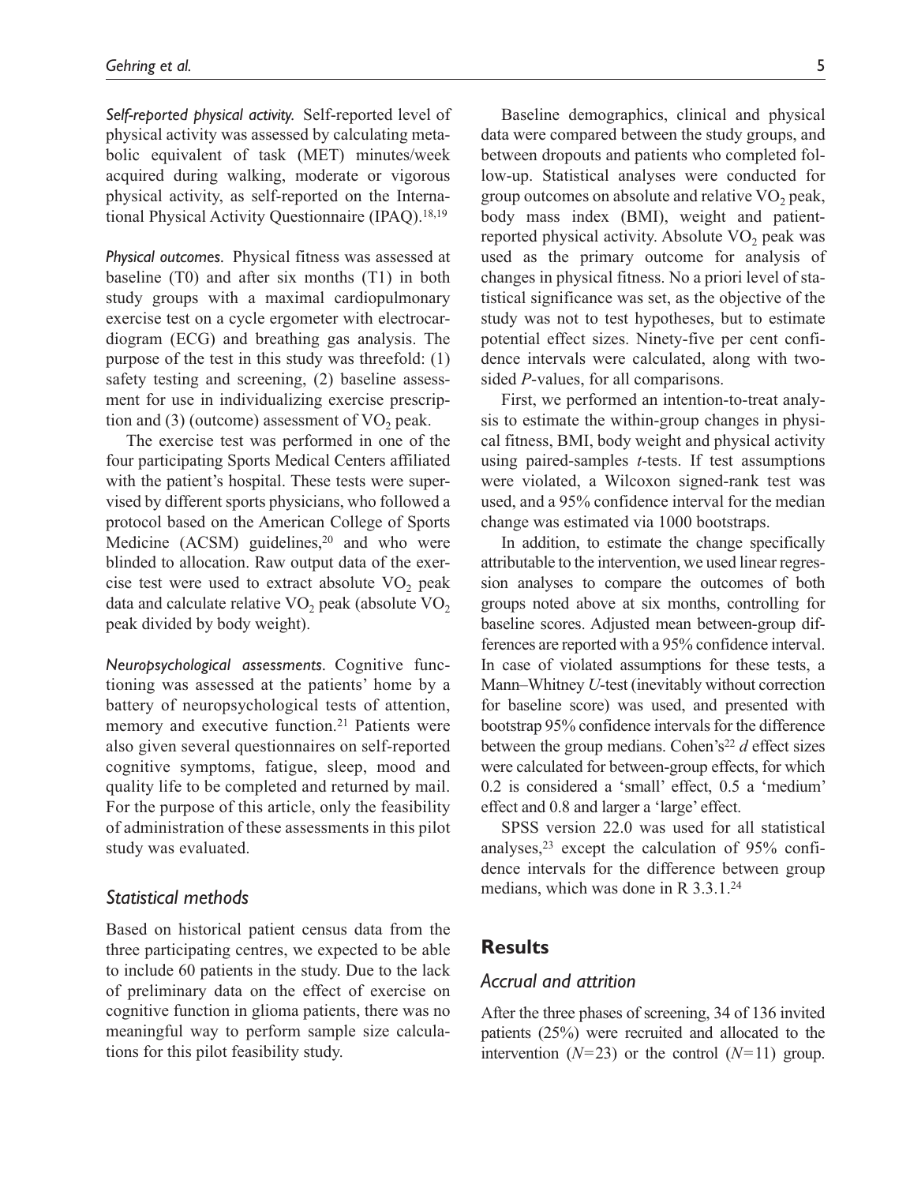*Self-reported physical activity.* Self-reported level of physical activity was assessed by calculating metabolic equivalent of task (MET) minutes/week acquired during walking, moderate or vigorous physical activity, as self-reported on the International Physical Activity Questionnaire (IPAQ).[18,19]

*Physical outcomes.* Physical fitness was assessed at baseline (T0) and after six months (T1) in both study groups with a maximal cardiopulmonary exercise test on a cycle ergometer with electrocardiogram (ECG) and breathing gas analysis. The purpose of the test in this study was threefold: (1) safety testing and screening, (2) baseline assessment for use in individualizing exercise prescription and (3) (outcome) assessment of $VO_2$ peak.

The exercise test was performed in one of the four participating Sports Medical Centers affiliated with the patient's hospital. These tests were supervised by different sports physicians, who followed a protocol based on the American College of Sports Medicine (ACSM) guidelines,[20] and who were blinded to allocation. Raw output data of the exercise test were used to extract absolute $VO_2$ peak data and calculate relative $VO_2$ peak (absolute $VO_2$ peak divided by body weight).

*Neuropsychological assessments.* Cognitive functioning was assessed at the patients' home by a battery of neuropsychological tests of attention, memory and executive function.[21] Patients were also given several questionnaires on self-reported cognitive symptoms, fatigue, sleep, mood and quality life to be completed and returned by mail. For the purpose of this article, only the feasibility of administration of these assessments in this pilot study was evaluated.

## Statistical methods

Based on historical patient census data from the three participating centres, we expected to be able to include 60 patients in the study. Due to the lack of preliminary data on the effect of exercise on cognitive function in glioma patients, there was no meaningful way to perform sample size calculations for this pilot feasibility study.

Baseline demographics, clinical and physical data were compared between the study groups, and between dropouts and patients who completed follow-up. Statistical analyses were conducted for group outcomes on absolute and relative $VO_2$ peak, body mass index (BMI), weight and patient-reported physical activity. Absolute $VO_2$ peak was used as the primary outcome for analysis of changes in physical fitness. No a priori level of statistical significance was set, as the objective of the study was not to test hypotheses, but to estimate potential effect sizes. Ninety-five per cent confidence intervals were calculated, along with two-sided *P*-values, for all comparisons.

First, we performed an intention-to-treat analysis to estimate the within-group changes in physical fitness, BMI, body weight and physical activity using paired-samples *t*-tests. If test assumptions were violated, a Wilcoxon signed-rank test was used, and a 95% confidence interval for the median change was estimated via 1000 bootstraps.

In addition, to estimate the change specifically attributable to the intervention, we used linear regression analyses to compare the outcomes of both groups noted above at six months, controlling for baseline scores. Adjusted mean between-group differences are reported with a 95% confidence interval. In case of violated assumptions for these tests, a Mann–Whitney *U*-test (inevitably without correction for baseline score) was used, and presented with bootstrap 95% confidence intervals for the difference between the group medians. Cohen's[22] *d* effect sizes were calculated for between-group effects, for which 0.2 is considered a 'small' effect, 0.5 a 'medium' effect and 0.8 and larger a 'large' effect.

SPSS version 22.0 was used for all statistical analyses,[23] except the calculation of 95% confidence intervals for the difference between group medians, which was done in R 3.3.1.[24]

# Results

## Accrual and attrition

After the three phases of screening, 34 of 136 invited patients (25%) were recruited and allocated to the intervention (*N*=23) or the control (*N*=11) group.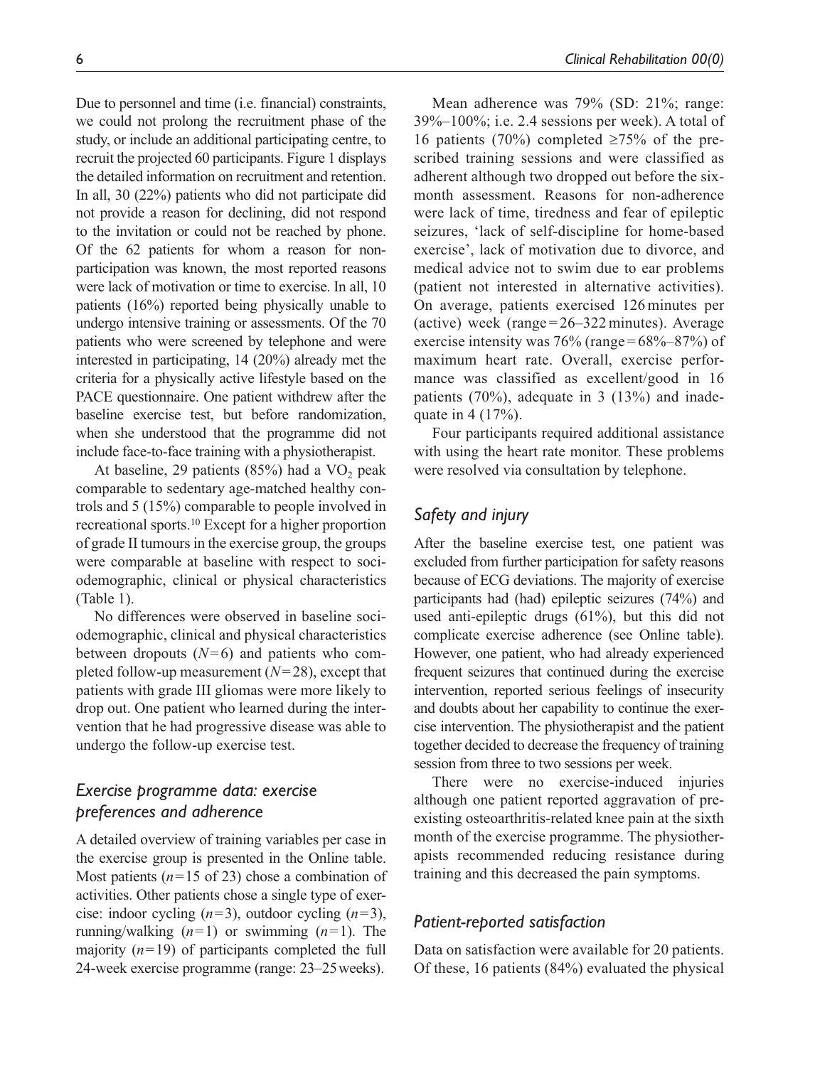Due to personnel and time (i.e. financial) constraints, we could not prolong the recruitment phase of the study, or include an additional participating centre, to recruit the projected 60 participants. Figure 1 displays the detailed information on recruitment and retention. In all, 30 (22%) patients who did not participate did not provide a reason for declining, did not respond to the invitation or could not be reached by phone. Of the 62 patients for whom a reason for non-participation was known, the most reported reasons were lack of motivation or time to exercise. In all, 10 patients (16%) reported being physically unable to undergo intensive training or assessments. Of the 70 patients who were screened by telephone and were interested in participating, 14 (20%) already met the criteria for a physically active lifestyle based on the PACE questionnaire. One patient withdrew after the baseline exercise test, but before randomization, when she understood that the programme did not include face-to-face training with a physiotherapist.

At baseline, 29 patients (85%) had a $VO_2$ peak comparable to sedentary age-matched healthy controls and 5 (15%) comparable to people involved in recreational sports.[10] Except for a higher proportion of grade II tumours in the exercise group, the groups were comparable at baseline with respect to sociodemographic, clinical or physical characteristics (Table 1).

No differences were observed in baseline sociodemographic, clinical and physical characteristics between dropouts ($N=6$) and patients who completed follow-up measurement ($N=28$), except that patients with grade III gliomas were more likely to drop out. One patient who learned during the intervention that he had progressive disease was able to undergo the follow-up exercise test.

## *Exercise programme data: exercise preferences and adherence*

A detailed overview of training variables per case in the exercise group is presented in the Online table. Most patients ($n=15$ of 23) chose a combination of activities. Other patients chose a single type of exercise: indoor cycling ($n=3$), outdoor cycling ($n=3$), running/walking ($n=1$) or swimming ($n=1$). The majority ($n=19$) of participants completed the full 24-week exercise programme (range: 23–25 weeks).

Mean adherence was 79% (SD: 21%; range: 39%–100%; i.e. 2.4 sessions per week). A total of 16 patients (70%) completed ≥75% of the prescribed training sessions and were classified as adherent although two dropped out before the six-month assessment. Reasons for non-adherence were lack of time, tiredness and fear of epileptic seizures, 'lack of self-discipline for home-based exercise', lack of motivation due to divorce, and medical advice not to swim due to ear problems (patient not interested in alternative activities). On average, patients exercised 126 minutes per (active) week (range = 26–322 minutes). Average exercise intensity was 76% (range = 68%–87%) of maximum heart rate. Overall, exercise performance was classified as excellent/good in 16 patients (70%), adequate in 3 (13%) and inadequate in 4 (17%).

Four participants required additional assistance with using the heart rate monitor. These problems were resolved via consultation by telephone.

## *Safety and injury*

After the baseline exercise test, one patient was excluded from further participation for safety reasons because of ECG deviations. The majority of exercise participants had (had) epileptic seizures (74%) and used anti-epileptic drugs (61%), but this did not complicate exercise adherence (see Online table). However, one patient, who had already experienced frequent seizures that continued during the exercise intervention, reported serious feelings of insecurity and doubts about her capability to continue the exercise intervention. The physiotherapist and the patient together decided to decrease the frequency of training session from three to two sessions per week.

There were no exercise-induced injuries although one patient reported aggravation of pre-existing osteoarthritis-related knee pain at the sixth month of the exercise programme. The physiotherapists recommended reducing resistance during training and this decreased the pain symptoms.

## *Patient-reported satisfaction*

Data on satisfaction were available for 20 patients. Of these, 16 patients (84%) evaluated the physical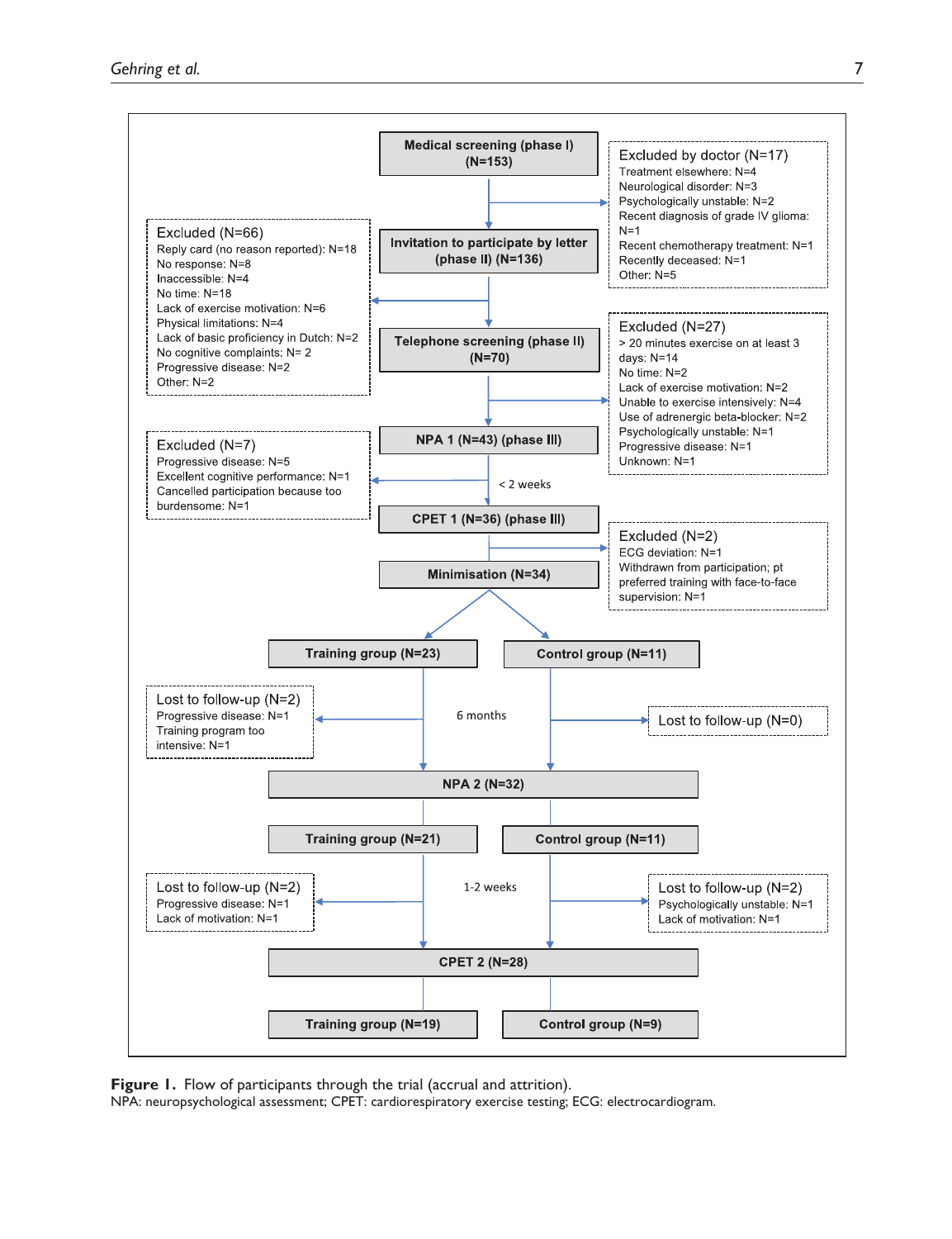Medical screening (phase I) (N=153)

Excluded by doctor (N=17)
Treatment elsewhere: N=4
Neurological disorder: N=3
Psychologically unstable: N=2
Recent diagnosis of grade IV glioma: N=1
Recent chemotherapy treatment: N=1
Recently deceased: N=1
Other: N=5

Invitation to participate by letter (phase II) (N=136)

Excluded (N=66)
Reply card (no reason reported): N=18
No response: N=8
Inaccessible: N=4
No time: N=18
Lack of exercise motivation: N=6
Physical limitations: N=4
Lack of basic proficiency in Dutch: N=2
No cognitive complaints: N= 2
Progressive disease: N=2
Other: N=2

Telephone screening (phase II) (N=70)

Excluded (N=27)
> 20 minutes exercise on at least 3 days: N=14
No time: N=2
Lack of exercise motivation: N=2
Unable to exercise intensively: N=4
Use of adrenergic beta-blocker: N=2
Psychologically unstable: N=1
Progressive disease: N=1
Unknown: N=1

NPA 1 (N=43) (phase III)

< 2 weeks

Excluded (N=7)
Progressive disease: N=5
Excellent cognitive performance: N=1
Cancelled participation because too burdensome: N=1

CPET 1 (N=36) (phase III)

Excluded (N=2)
ECG deviation: N=1
Withdrawn from participation; pt preferred training with face-to-face supervision: N=1

Minimisation (N=34)

Training group (N=23) | Control group (N=11)

6 months

Lost to follow-up (N=2)
Progressive disease: N=1
Training program too intensive: N=1

Lost to follow-up (N=0)

NPA 2 (N=32)

Training group (N=21) | Control group (N=11)

1-2 weeks

Lost to follow-up (N=2)
Progressive disease: N=1
Lack of motivation: N=1

Lost to follow-up (N=2)
Psychologically unstable: N=1
Lack of motivation: N=1

CPET 2 (N=28)

Training group (N=19) | Control group (N=9)

**Figure 1.** Flow of participants through the trial (accrual and attrition).
NPA: neuropsychological assessment; CPET: cardiorespiratory exercise testing; ECG: electrocardiogram.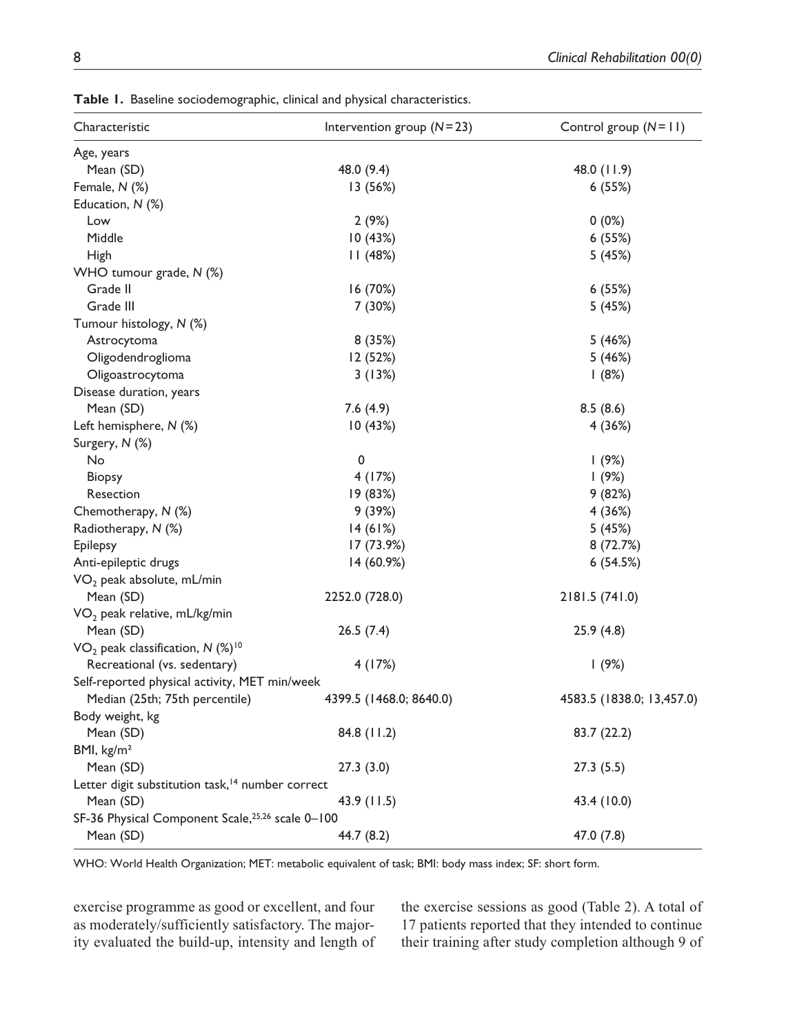**Table 1.** Baseline sociodemographic, clinical and physical characteristics.

| Characteristic | Intervention group (*N* = 23) | Control group (*N* = 11) |
|---|---|---|
| Age, years | | |
| Mean (SD) | 48.0 (9.4) | 48.0 (11.9) |
| Female, *N* (%) | 13 (56%) | 6 (55%) |
| Education, *N* (%) | | |
| Low | 2 (9%) | 0 (0%) |
| Middle | 10 (43%) | 6 (55%) |
| High | 11 (48%) | 5 (45%) |
| WHO tumour grade, *N* (%) | | |
| Grade II | 16 (70%) | 6 (55%) |
| Grade III | 7 (30%) | 5 (45%) |
| Tumour histology, *N* (%) | | |
| Astrocytoma | 8 (35%) | 5 (46%) |
| Oligodendroglioma | 12 (52%) | 5 (46%) |
| Oligoastrocytoma | 3 (13%) | 1 (8%) |
| Disease duration, years | | |
| Mean (SD) | 7.6 (4.9) | 8.5 (8.6) |
| Left hemisphere, *N* (%) | 10 (43%) | 4 (36%) |
| Surgery, *N* (%) | | |
| No | 0 | 1 (9%) |
| Biopsy | 4 (17%) | 1 (9%) |
| Resection | 19 (83%) | 9 (82%) |
| Chemotherapy, *N* (%) | 9 (39%) | 4 (36%) |
| Radiotherapy, *N* (%) | 14 (61%) | 5 (45%) |
| Epilepsy | 17 (73.9%) | 8 (72.7%) |
| Anti-epileptic drugs | 14 (60.9%) | 6 (54.5%) |
| $VO_2$ peak absolute, mL/min | | |
| Mean (SD) | 2252.0 (728.0) | 2181.5 (741.0) |
| $VO_2$ peak relative, mL/kg/min | | |
| Mean (SD) | 26.5 (7.4) | 25.9 (4.8) |
| $VO_2$ peak classification, *N* (%)[10] | | |
| Recreational (vs. sedentary) | 4 (17%) | 1 (9%) |
| Self-reported physical activity, MET min/week | | |
| Median (25th; 75th percentile) | 4399.5 (1468.0; 8640.0) | 4583.5 (1838.0; 13,457.0) |
| Body weight, kg | | |
| Mean (SD) | 84.8 (11.2) | 83.7 (22.2) |
| BMI, kg/m² | | |
| Mean (SD) | 27.3 (3.0) | 27.3 (5.5) |
| Letter digit substitution task,[14] number correct | | |
| Mean (SD) | 43.9 (11.5) | 43.4 (10.0) |
| SF-36 Physical Component Scale,[25,26] scale 0–100 | | |
| Mean (SD) | 44.7 (8.2) | 47.0 (7.8) |

WHO: World Health Organization; MET: metabolic equivalent of task; BMI: body mass index; SF: short form.

exercise programme as good or excellent, and four as moderately/sufficiently satisfactory. The majority evaluated the build-up, intensity and length of the exercise sessions as good (Table 2). A total of 17 patients reported that they intended to continue their training after study completion although 9 of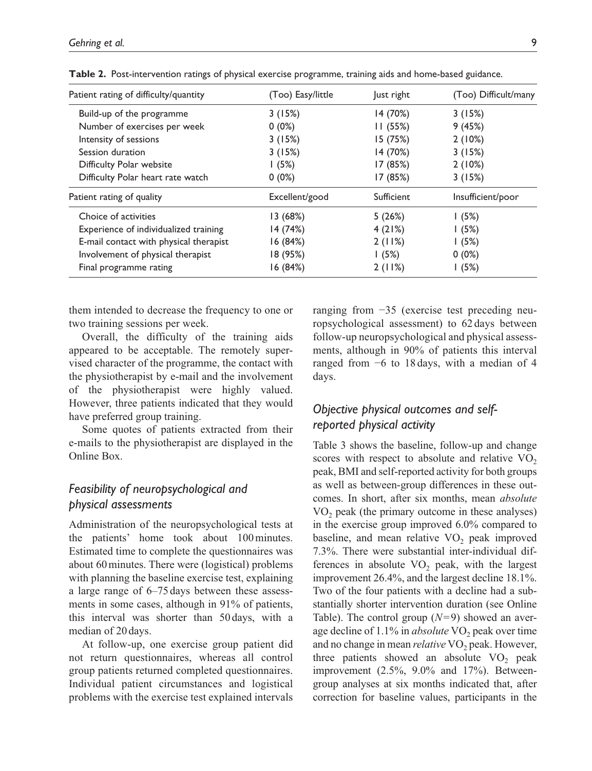**Table 2.** Post-intervention ratings of physical exercise programme, training aids and home-based guidance.

| Patient rating of difficulty/quantity | (Too) Easy/little | Just right | (Too) Difficult/many |
|---|---|---|---|
| Build-up of the programme | 3 (15%) | 14 (70%) | 3 (15%) |
| Number of exercises per week | 0 (0%) | 11 (55%) | 9 (45%) |
| Intensity of sessions | 3 (15%) | 15 (75%) | 2 (10%) |
| Session duration | 3 (15%) | 14 (70%) | 3 (15%) |
| Difficulty Polar website | 1 (5%) | 17 (85%) | 2 (10%) |
| Difficulty Polar heart rate watch | 0 (0%) | 17 (85%) | 3 (15%) |
| **Patient rating of quality** | **Excellent/good** | **Sufficient** | **Insufficient/poor** |
| Choice of activities | 13 (68%) | 5 (26%) | 1 (5%) |
| Experience of individualized training | 14 (74%) | 4 (21%) | 1 (5%) |
| E-mail contact with physical therapist | 16 (84%) | 2 (11%) | 1 (5%) |
| Involvement of physical therapist | 18 (95%) | 1 (5%) | 0 (0%) |
| Final programme rating | 16 (84%) | 2 (11%) | 1 (5%) |

them intended to decrease the frequency to one or two training sessions per week.

Overall, the difficulty of the training aids appeared to be acceptable. The remotely supervised character of the programme, the contact with the physiotherapist by e-mail and the involvement of the physiotherapist were highly valued. However, three patients indicated that they would have preferred group training.

Some quotes of patients extracted from their e-mails to the physiotherapist are displayed in the Online Box.

## *Feasibility of neuropsychological and physical assessments*

Administration of the neuropsychological tests at the patients' home took about 100 minutes. Estimated time to complete the questionnaires was about 60 minutes. There were (logistical) problems with planning the baseline exercise test, explaining a large range of 6–75 days between these assessments in some cases, although in 91% of patients, this interval was shorter than 50 days, with a median of 20 days.

At follow-up, one exercise group patient did not return questionnaires, whereas all control group patients returned completed questionnaires. Individual patient circumstances and logistical problems with the exercise test explained intervals ranging from −35 (exercise test preceding neuropsychological assessment) to 62 days between follow-up neuropsychological and physical assessments, although in 90% of patients this interval ranged from −6 to 18 days, with a median of 4 days.

## *Objective physical outcomes and self-reported physical activity*

Table 3 shows the baseline, follow-up and change scores with respect to absolute and relative $VO_2$ peak, BMI and self-reported activity for both groups as well as between-group differences in these outcomes. In short, after six months, mean *absolute* $VO_2$ peak (the primary outcome in these analyses) in the exercise group improved 6.0% compared to baseline, and mean relative $VO_2$ peak improved 7.3%. There were substantial inter-individual differences in absolute $VO_2$ peak, with the largest improvement 26.4%, and the largest decline 18.1%. Two of the four patients with a decline had a substantially shorter intervention duration (see Online Table). The control group ($N = 9$) showed an average decline of 1.1% in *absolute* $VO_2$ peak over time and no change in mean *relative* $VO_2$ peak. However, three patients showed an absolute $VO_2$ peak improvement (2.5%, 9.0% and 17%). Between-group analyses at six months indicated that, after correction for baseline values, participants in the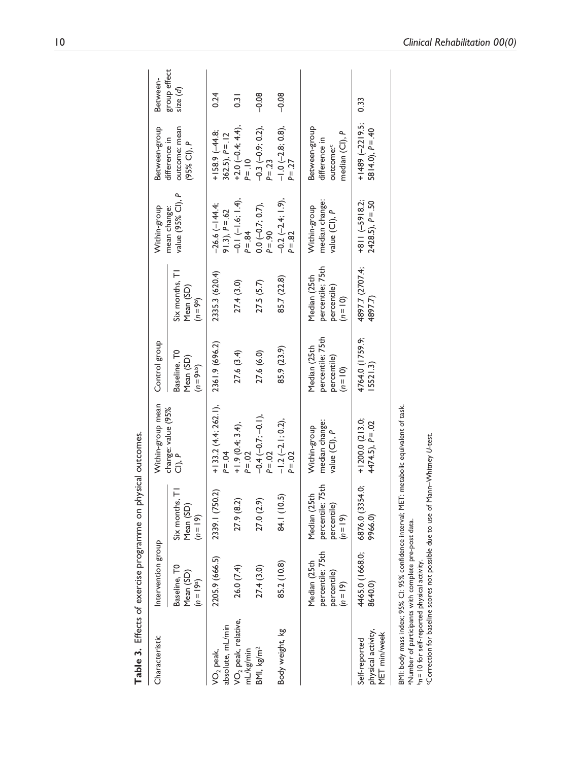**Table 3.** Effects of exercise programme on physical outcomes.

| Characteristic | Intervention group | | Within-group mean change: value (95% CI), *P* | Control group | | Within-group mean change: value (95% CI), *P* | Between-group difference in outcome: mean (95% CI), *P* | Between-group effect size (*d*) |
|---|---|---|---|---|---|---|---|---|
| | Baseline, T0 Mean (SD) ($n=19$[a]) | Six months, T1 Mean (SD) ($n=19$) | | Baseline, T0 Mean (SD) ($n=9$[a,b]) | Six months, T1 Mean (SD) ($n=9$[b]) | | | |
| $VO_2$ peak, absolute, mL/min | 2205.9 (666.5) | 2339.1 (750.2) | +133.2 (4.4; 262.1), *P* = .04 | 2361.9 (696.2) | 2335.3 (620.4) | −26.6 (−144.4; 91.3), *P* = .62 | +158.9 (−44.8; 362.5), *P* = .12 | 0.24 |
| $VO_2$ peak, relative, mL/kg/min | 26.0 (7.4) | 27.9 (8.2) | +1.9 (0.4; 3.4), *P* = .02 | 27.6 (3.4) | 27.4 (3.0) | −0.1 (−1.6; 1.4), *P* = .84 | +2.0 (−0.4; 4.4), *P* = .10 | 0.31 |
| BMI, kg/m$^2$ | 27.4 (3.0) | 27.0 (2.9) | −0.4 (−0.7; −0.1), *P* = .02 | 27.6 (6.0) | 27.5 (5.7) | 0.0 (−0.7; 0.7), *P* = .90 | −0.3 (−0.9; 0.2), *P* = .23 | −0.08 |
| Body weight, kg | 85.2 (10.8) | 84.1 (10.5) | −1.2 (−2.1; 0.2), *P* = .02 | 85.9 (23.9) | 85.7 (22.8) | −0.2 (−2.4; 1.9), *P* = .82 | −1.0 (−2.8; 0.8), *P* = .27 | −0.08 |
| | Median (25th percentile; 75th percentile) ($n=19$) | Median (25th percentile; 75th percentile) ($n=19$) | Within-group median change: value (CI), *P* | Median (25th percentile; 75th percentile) ($n=10$) | Median (25th percentile; 75th percentile) ($n=10$) | Within-group median change: value (CI), *P* | Between-group difference in outcome:[c] median (CI), *P* | |
| Self-reported physical activity, MET min/week | 4465.0 (1668.0; 8640.0) | 6876.0 (3354.0; 9966.0) | +1200.0 (213.0; 4474.5), *P* = .02 | 4764.0 (1759.9; 15521.3) | 4897.7 (2707.4; 4897.7) | +811 (−5918.2; 2428.5), *P* = .50 | +1489 (−2219.5; 5814.0), *P* = .40 | 0.33 |

BMI: body mass index; 95% CI: 95% confidence interval; MET: metabolic equivalent of task.
[a]Number of participants with complete pre-post data.
[b]$n=10$ for self-reported physical activity.
[c]Correction for baseline scores not possible due to use of Mann–Whitney *U*-test.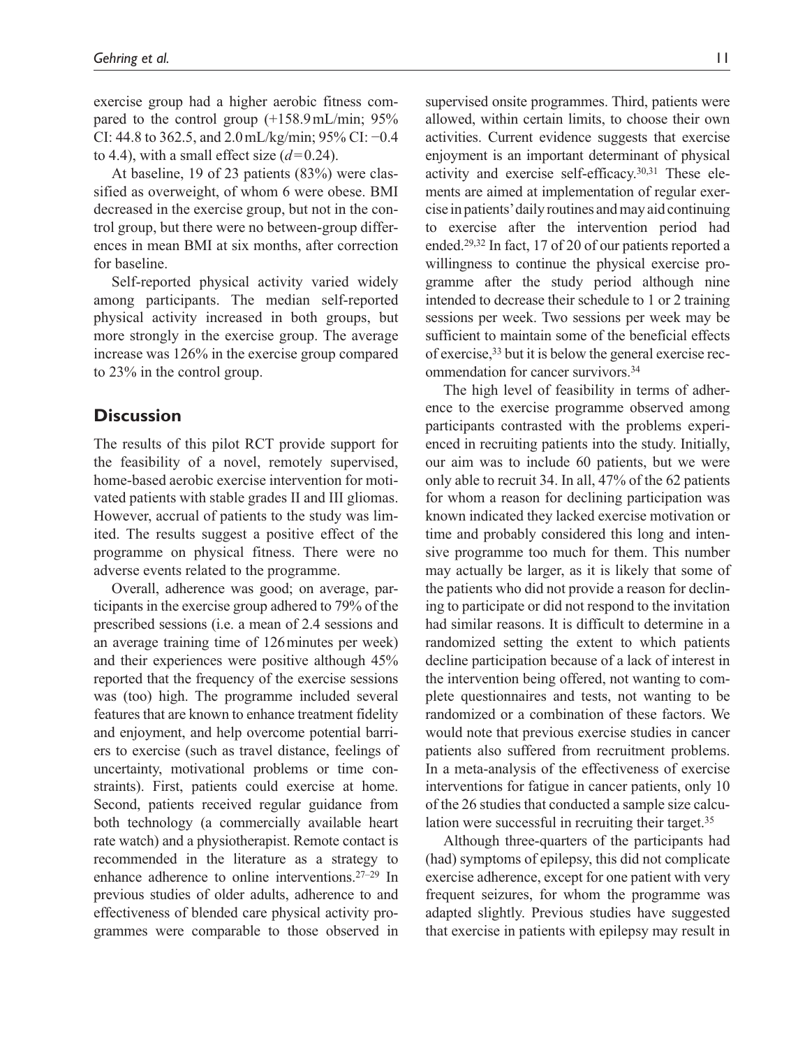exercise group had a higher aerobic fitness compared to the control group (+158.9 mL/min; 95% CI: 44.8 to 362.5, and 2.0 mL/kg/min; 95% CI: −0.4 to 4.4), with a small effect size ($d = 0.24$).

At baseline, 19 of 23 patients (83%) were classified as overweight, of whom 6 were obese. BMI decreased in the exercise group, but not in the control group, but there were no between-group differences in mean BMI at six months, after correction for baseline.

Self-reported physical activity varied widely among participants. The median self-reported physical activity increased in both groups, but more strongly in the exercise group. The average increase was 126% in the exercise group compared to 23% in the control group.

## Discussion

The results of this pilot RCT provide support for the feasibility of a novel, remotely supervised, home-based aerobic exercise intervention for motivated patients with stable grades II and III gliomas. However, accrual of patients to the study was limited. The results suggest a positive effect of the programme on physical fitness. There were no adverse events related to the programme.

Overall, adherence was good; on average, participants in the exercise group adhered to 79% of the prescribed sessions (i.e. a mean of 2.4 sessions and an average training time of 126 minutes per week) and their experiences were positive although 45% reported that the frequency of the exercise sessions was (too) high. The programme included several features that are known to enhance treatment fidelity and enjoyment, and help overcome potential barriers to exercise (such as travel distance, feelings of uncertainty, motivational problems or time constraints). First, patients could exercise at home. Second, patients received regular guidance from both technology (a commercially available heart rate watch) and a physiotherapist. Remote contact is recommended in the literature as a strategy to enhance adherence to online interventions.[27–29] In previous studies of older adults, adherence to and effectiveness of blended care physical activity programmes were comparable to those observed in supervised onsite programmes. Third, patients were allowed, within certain limits, to choose their own activities. Current evidence suggests that exercise enjoyment is an important determinant of physical activity and exercise self-efficacy.[30,31] These elements are aimed at implementation of regular exercise in patients' daily routines and may aid continuing to exercise after the intervention period had ended.[29,32] In fact, 17 of 20 of our patients reported a willingness to continue the physical exercise programme after the study period although nine intended to decrease their schedule to 1 or 2 training sessions per week. Two sessions per week may be sufficient to maintain some of the beneficial effects of exercise,[33] but it is below the general exercise recommendation for cancer survivors.[34]

The high level of feasibility in terms of adherence to the exercise programme observed among participants contrasted with the problems experienced in recruiting patients into the study. Initially, our aim was to include 60 patients, but we were only able to recruit 34. In all, 47% of the 62 patients for whom a reason for declining participation was known indicated they lacked exercise motivation or time and probably considered this long and intensive programme too much for them. This number may actually be larger, as it is likely that some of the patients who did not provide a reason for declining to participate or did not respond to the invitation had similar reasons. It is difficult to determine in a randomized setting the extent to which patients decline participation because of a lack of interest in the intervention being offered, not wanting to complete questionnaires and tests, not wanting to be randomized or a combination of these factors. We would note that previous exercise studies in cancer patients also suffered from recruitment problems. In a meta-analysis of the effectiveness of exercise interventions for fatigue in cancer patients, only 10 of the 26 studies that conducted a sample size calculation were successful in recruiting their target.[35]

Although three-quarters of the participants had (had) symptoms of epilepsy, this did not complicate exercise adherence, except for one patient with very frequent seizures, for whom the programme was adapted slightly. Previous studies have suggested that exercise in patients with epilepsy may result in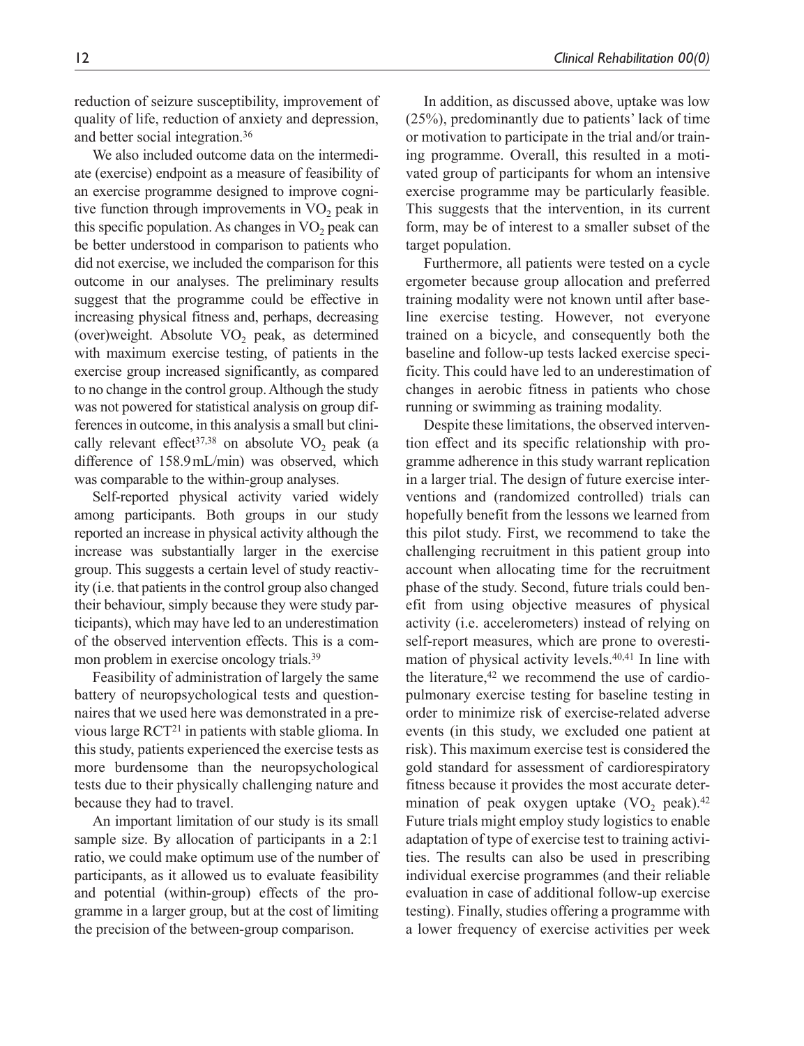reduction of seizure susceptibility, improvement of quality of life, reduction of anxiety and depression, and better social integration.[36]

We also included outcome data on the intermediate (exercise) endpoint as a measure of feasibility of an exercise programme designed to improve cognitive function through improvements in $VO_2$ peak in this specific population. As changes in $VO_2$ peak can be better understood in comparison to patients who did not exercise, we included the comparison for this outcome in our analyses. The preliminary results suggest that the programme could be effective in increasing physical fitness and, perhaps, decreasing (over)weight. Absolute $VO_2$ peak, as determined with maximum exercise testing, of patients in the exercise group increased significantly, as compared to no change in the control group. Although the study was not powered for statistical analysis on group differences in outcome, in this analysis a small but clinically relevant effect[37,38] on absolute $VO_2$ peak (a difference of 158.9 mL/min) was observed, which was comparable to the within-group analyses.

Self-reported physical activity varied widely among participants. Both groups in our study reported an increase in physical activity although the increase was substantially larger in the exercise group. This suggests a certain level of study reactivity (i.e. that patients in the control group also changed their behaviour, simply because they were study participants), which may have led to an underestimation of the observed intervention effects. This is a common problem in exercise oncology trials.[39]

Feasibility of administration of largely the same battery of neuropsychological tests and questionnaires that we used here was demonstrated in a previous large RCT[21] in patients with stable glioma. In this study, patients experienced the exercise tests as more burdensome than the neuropsychological tests due to their physically challenging nature and because they had to travel.

An important limitation of our study is its small sample size. By allocation of participants in a 2:1 ratio, we could make optimum use of the number of participants, as it allowed us to evaluate feasibility and potential (within-group) effects of the programme in a larger group, but at the cost of limiting the precision of the between-group comparison.

In addition, as discussed above, uptake was low (25%), predominantly due to patients' lack of time or motivation to participate in the trial and/or training programme. Overall, this resulted in a motivated group of participants for whom an intensive exercise programme may be particularly feasible. This suggests that the intervention, in its current form, may be of interest to a smaller subset of the target population.

Furthermore, all patients were tested on a cycle ergometer because group allocation and preferred training modality were not known until after baseline exercise testing. However, not everyone trained on a bicycle, and consequently both the baseline and follow-up tests lacked exercise specificity. This could have led to an underestimation of changes in aerobic fitness in patients who chose running or swimming as training modality.

Despite these limitations, the observed intervention effect and its specific relationship with programme adherence in this study warrant replication in a larger trial. The design of future exercise interventions and (randomized controlled) trials can hopefully benefit from the lessons we learned from this pilot study. First, we recommend to take the challenging recruitment in this patient group into account when allocating time for the recruitment phase of the study. Second, future trials could benefit from using objective measures of physical activity (i.e. accelerometers) instead of relying on self-report measures, which are prone to overestimation of physical activity levels.[40,41] In line with the literature,[42] we recommend the use of cardiopulmonary exercise testing for baseline testing in order to minimize risk of exercise-related adverse events (in this study, we excluded one patient at risk). This maximum exercise test is considered the gold standard for assessment of cardiorespiratory fitness because it provides the most accurate determination of peak oxygen uptake ($VO_2$ peak).[42] Future trials might employ study logistics to enable adaptation of type of exercise test to training activities. The results can also be used in prescribing individual exercise programmes (and their reliable evaluation in case of additional follow-up exercise testing). Finally, studies offering a programme with a lower frequency of exercise activities per week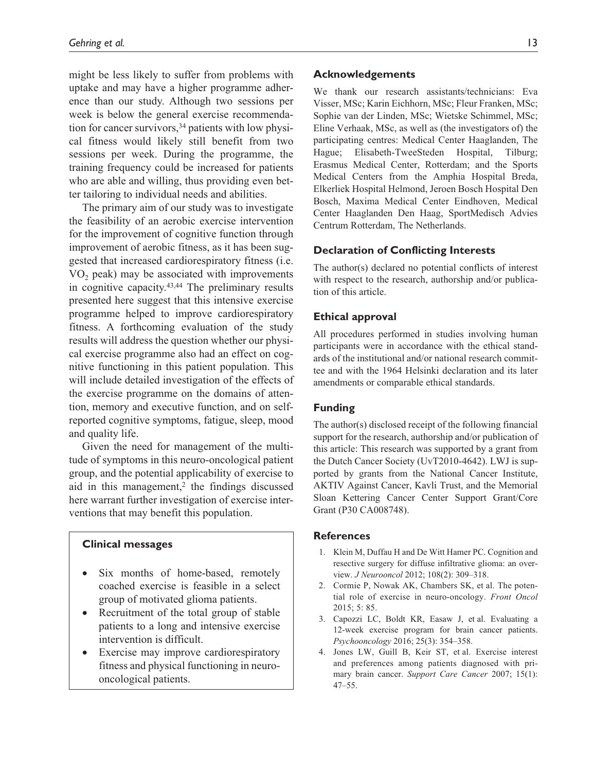might be less likely to suffer from problems with uptake and may have a higher programme adherence than our study. Although two sessions per week is below the general exercise recommendation for cancer survivors,[34] patients with low physical fitness would likely still benefit from two sessions per week. During the programme, the training frequency could be increased for patients who are able and willing, thus providing even better tailoring to individual needs and abilities.

The primary aim of our study was to investigate the feasibility of an aerobic exercise intervention for the improvement of cognitive function through improvement of aerobic fitness, as it has been suggested that increased cardiorespiratory fitness (i.e. $VO_2$ peak) may be associated with improvements in cognitive capacity.[43,44] The preliminary results presented here suggest that this intensive exercise programme helped to improve cardiorespiratory fitness. A forthcoming evaluation of the study results will address the question whether our physical exercise programme also had an effect on cognitive functioning in this patient population. This will include detailed investigation of the effects of the exercise programme on the domains of attention, memory and executive function, and on self-reported cognitive symptoms, fatigue, sleep, mood and quality life.

Given the need for management of the multitude of symptoms in this neuro-oncological patient group, and the potential applicability of exercise to aid in this management,[2] the findings discussed here warrant further investigation of exercise interventions that may benefit this population.

### Clinical messages

- Six months of home-based, remotely coached exercise is feasible in a select group of motivated glioma patients.
- Recruitment of the total group of stable patients to a long and intensive exercise intervention is difficult.
- Exercise may improve cardiorespiratory fitness and physical functioning in neuro-oncological patients.

## Acknowledgements

We thank our research assistants/technicians: Eva Visser, MSc; Karin Eichhorn, MSc; Fleur Franken, MSc; Sophie van der Linden, MSc; Wietske Schimmel, MSc; Eline Verhaak, MSc, as well as (the investigators of) the participating centres: Medical Center Haaglanden, The Hague; Elisabeth-TweeSteden Hospital, Tilburg; Erasmus Medical Center, Rotterdam; and the Sports Medical Centers from the Amphia Hospital Breda, Elkerliek Hospital Helmond, Jeroen Bosch Hospital Den Bosch, Maxima Medical Center Eindhoven, Medical Center Haaglanden Den Haag, SportMedisch Advies Centrum Rotterdam, The Netherlands.

## Declaration of Conflicting Interests

The author(s) declared no potential conflicts of interest with respect to the research, authorship and/or publication of this article.

## Ethical approval

All procedures performed in studies involving human participants were in accordance with the ethical standards of the institutional and/or national research committee and with the 1964 Helsinki declaration and its later amendments or comparable ethical standards.

## Funding

The author(s) disclosed receipt of the following financial support for the research, authorship and/or publication of this article: This research was supported by a grant from the Dutch Cancer Society (UvT2010-4642). LWJ is supported by grants from the National Cancer Institute, AKTIV Against Cancer, Kavli Trust, and the Memorial Sloan Kettering Cancer Center Support Grant/Core Grant (P30 CA008748).

## References

1. Klein M, Duffau H and De Witt Hamer PC. Cognition and resective surgery for diffuse infiltrative glioma: an overview. *J Neurooncol* 2012; 108(2): 309–318.
2. Cormie P, Nowak AK, Chambers SK, et al. The potential role of exercise in neuro-oncology. *Front Oncol* 2015; 5: 85.
3. Capozzi LC, Boldt KR, Easaw J, et al. Evaluating a 12-week exercise program for brain cancer patients. *Psychooncology* 2016; 25(3): 354–358.
4. Jones LW, Guill B, Keir ST, et al. Exercise interest and preferences among patients diagnosed with primary brain cancer. *Support Care Cancer* 2007; 15(1): 47–55.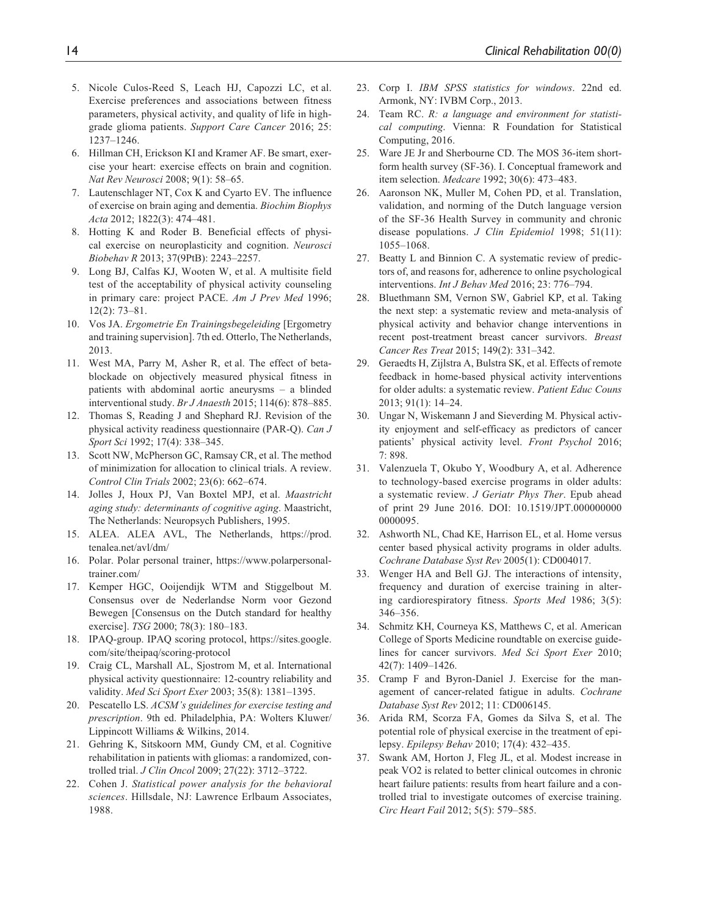5. Nicole Culos-Reed S, Leach HJ, Capozzi LC, et al. Exercise preferences and associations between fitness parameters, physical activity, and quality of life in high-grade glioma patients. *Support Care Cancer* 2016; 25: 1237–1246.
6. Hillman CH, Erickson KI and Kramer AF. Be smart, exercise your heart: exercise effects on brain and cognition. *Nat Rev Neurosci* 2008; 9(1): 58–65.
7. Lautenschlager NT, Cox K and Cyarto EV. The influence of exercise on brain aging and dementia. *Biochim Biophys Acta* 2012; 1822(3): 474–481.
8. Hotting K and Roder B. Beneficial effects of physical exercise on neuroplasticity and cognition. *Neurosci Biobehav R* 2013; 37(9PtB): 2243–2257.
9. Long BJ, Calfas KJ, Wooten W, et al. A multisite field test of the acceptability of physical activity counseling in primary care: project PACE. *Am J Prev Med* 1996; 12(2): 73–81.
10. Vos JA. *Ergometrie En Trainingsbegeleiding* [Ergometry and training supervision]. 7th ed. Otterlo, The Netherlands, 2013.
11. West MA, Parry M, Asher R, et al. The effect of beta-blockade on objectively measured physical fitness in patients with abdominal aortic aneurysms – a blinded interventional study. *Br J Anaesth* 2015; 114(6): 878–885.
12. Thomas S, Reading J and Shephard RJ. Revision of the physical activity readiness questionnaire (PAR-Q). *Can J Sport Sci* 1992; 17(4): 338–345.
13. Scott NW, McPherson GC, Ramsay CR, et al. The method of minimization for allocation to clinical trials. A review. *Control Clin Trials* 2002; 23(6): 662–674.
14. Jolles J, Houx PJ, Van Boxtel MPJ, et al. *Maastricht aging study: determinants of cognitive aging*. Maastricht, The Netherlands: Neuropsych Publishers, 1995.
15. ALEA. ALEA AVL, The Netherlands, https://prod.tenalea.net/avl/dm/
16. Polar. Polar personal trainer, https://www.polarpersonaltrainer.com/
17. Kemper HGC, Ooijendijk WTM and Stiggelbout M. Consensus over de Nederlandse Norm voor Gezond Bewegen [Consensus on the Dutch standard for healthy exercise]. *TSG* 2000; 78(3): 180–183.
18. IPAQ-group. IPAQ scoring protocol, https://sites.google.com/site/theipaq/scoring-protocol
19. Craig CL, Marshall AL, Sjostrom M, et al. International physical activity questionnaire: 12-country reliability and validity. *Med Sci Sport Exer* 2003; 35(8): 1381–1395.
20. Pescatello LS. *ACSM's guidelines for exercise testing and prescription*. 9th ed. Philadelphia, PA: Wolters Kluwer/Lippincott Williams & Wilkins, 2014.
21. Gehring K, Sitskoorn MM, Gundy CM, et al. Cognitive rehabilitation in patients with gliomas: a randomized, controlled trial. *J Clin Oncol* 2009; 27(22): 3712–3722.
22. Cohen J. *Statistical power analysis for the behavioral sciences*. Hillsdale, NJ: Lawrence Erlbaum Associates, 1988.
23. Corp I. *IBM SPSS statistics for windows*. 22nd ed. Armonk, NY: IVBM Corp., 2013.
24. Team RC. *R: a language and environment for statistical computing*. Vienna: R Foundation for Statistical Computing, 2016.
25. Ware JE Jr and Sherbourne CD. The MOS 36-item short-form health survey (SF-36). I. Conceptual framework and item selection. *Medcare* 1992; 30(6): 473–483.
26. Aaronson NK, Muller M, Cohen PD, et al. Translation, validation, and norming of the Dutch language version of the SF-36 Health Survey in community and chronic disease populations. *J Clin Epidemiol* 1998; 51(11): 1055–1068.
27. Beatty L and Binnion C. A systematic review of predictors of, and reasons for, adherence to online psychological interventions. *Int J Behav Med* 2016; 23: 776–794.
28. Bluethmann SM, Vernon SW, Gabriel KP, et al. Taking the next step: a systematic review and meta-analysis of physical activity and behavior change interventions in recent post-treatment breast cancer survivors. *Breast Cancer Res Treat* 2015; 149(2): 331–342.
29. Geraedts H, Zijlstra A, Bulstra SK, et al. Effects of remote feedback in home-based physical activity interventions for older adults: a systematic review. *Patient Educ Couns* 2013; 91(1): 14–24.
30. Ungar N, Wiskemann J and Sieverding M. Physical activity enjoyment and self-efficacy as predictors of cancer patients' physical activity level. *Front Psychol* 2016; 7: 898.
31. Valenzuela T, Okubo Y, Woodbury A, et al. Adherence to technology-based exercise programs in older adults: a systematic review. *J Geriatr Phys Ther*. Epub ahead of print 29 June 2016. DOI: 10.1519/JPT.0000000000000095.
32. Ashworth NL, Chad KE, Harrison EL, et al. Home versus center based physical activity programs in older adults. *Cochrane Database Syst Rev* 2005(1): CD004017.
33. Wenger HA and Bell GJ. The interactions of intensity, frequency and duration of exercise training in altering cardiorespiratory fitness. *Sports Med* 1986; 3(5): 346–356.
34. Schmitz KH, Courneya KS, Matthews C, et al. American College of Sports Medicine roundtable on exercise guidelines for cancer survivors. *Med Sci Sport Exer* 2010; 42(7): 1409–1426.
35. Cramp F and Byron-Daniel J. Exercise for the management of cancer-related fatigue in adults. *Cochrane Database Syst Rev* 2012; 11: CD006145.
36. Arida RM, Scorza FA, Gomes da Silva S, et al. The potential role of physical exercise in the treatment of epilepsy. *Epilepsy Behav* 2010; 17(4): 432–435.
37. Swank AM, Horton J, Fleg JL, et al. Modest increase in peak VO2 is related to better clinical outcomes in chronic heart failure patients: results from heart failure and a controlled trial to investigate outcomes of exercise training. *Circ Heart Fail* 2012; 5(5): 579–585.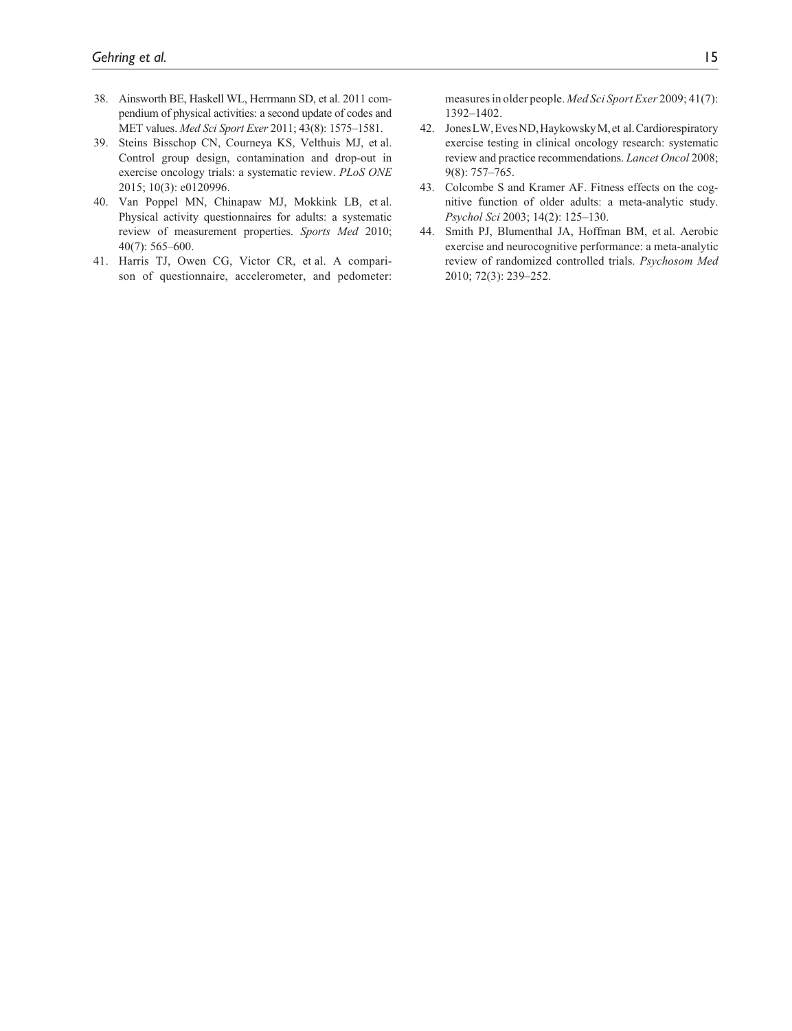38. Ainsworth BE, Haskell WL, Herrmann SD, et al. 2011 compendium of physical activities: a second update of codes and MET values. *Med Sci Sport Exer* 2011; 43(8): 1575–1581.
39. Steins Bisschop CN, Courneya KS, Velthuis MJ, et al. Control group design, contamination and drop-out in exercise oncology trials: a systematic review. *PLoS ONE* 2015; 10(3): e0120996.
40. Van Poppel MN, Chinapaw MJ, Mokkink LB, et al. Physical activity questionnaires for adults: a systematic review of measurement properties. *Sports Med* 2010; 40(7): 565–600.
41. Harris TJ, Owen CG, Victor CR, et al. A comparison of questionnaire, accelerometer, and pedometer: measures in older people. *Med Sci Sport Exer* 2009; 41(7): 1392–1402.
42. Jones LW, Eves ND, Haykowsky M, et al. Cardiorespiratory exercise testing in clinical oncology research: systematic review and practice recommendations. *Lancet Oncol* 2008; 9(8): 757–765.
43. Colcombe S and Kramer AF. Fitness effects on the cognitive function of older adults: a meta-analytic study. *Psychol Sci* 2003; 14(2): 125–130.
44. Smith PJ, Blumenthal JA, Hoffman BM, et al. Aerobic exercise and neurocognitive performance: a meta-analytic review of randomized controlled trials. *Psychosom Med* 2010; 72(3): 239–252.